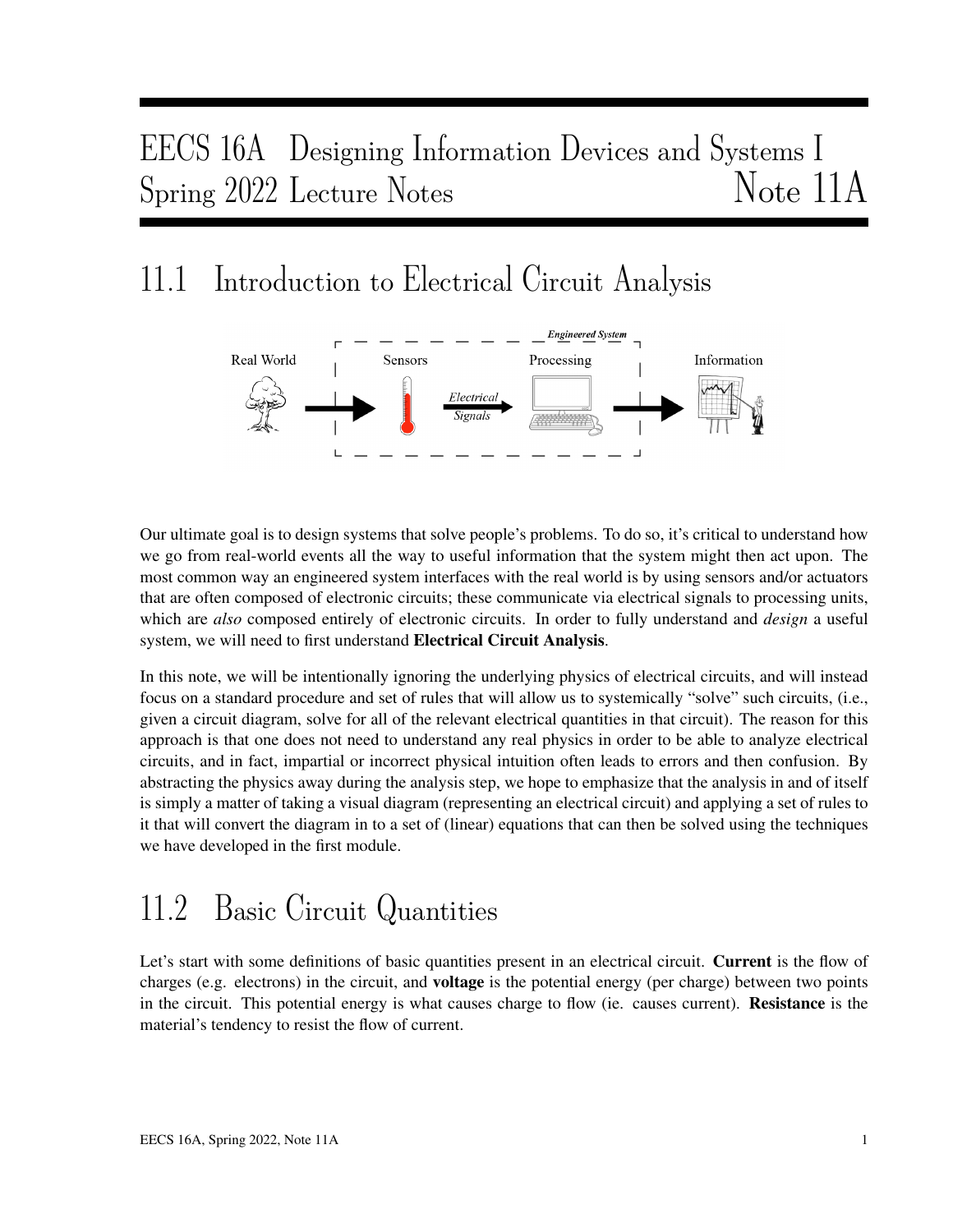# EECS 16A Designing Information Devices and Systems I
# Spring 2022 Lecture Notes — Note 11A

## 11.1 Introduction to Electrical Circuit Analysis

Our ultimate goal is to design systems that solve people's problems. To do so, it's critical to understand how we go from real-world events all the way to useful information that the system might then act upon. The most common way an engineered system interfaces with the real world is by using sensors and/or actuators that are often composed of electronic circuits; these communicate via electrical signals to processing units, which are *also* composed entirely of electronic circuits. In order to fully understand and *design* a useful system, we will need to first understand **Electrical Circuit Analysis**.

In this note, we will be intentionally ignoring the underlying physics of electrical circuits, and will instead focus on a standard procedure and set of rules that will allow us to systemically "solve" such circuits, (i.e., given a circuit diagram, solve for all of the relevant electrical quantities in that circuit). The reason for this approach is that one does not need to understand any real physics in order to be able to analyze electrical circuits, and in fact, impartial or incorrect physical intuition often leads to errors and then confusion. By abstracting the physics away during the analysis step, we hope to emphasize that the analysis in and of itself is simply a matter of taking a visual diagram (representing an electrical circuit) and applying a set of rules to it that will convert the diagram in to a set of (linear) equations that can then be solved using the techniques we have developed in the first module.

## 11.2 Basic Circuit Quantities

Let's start with some definitions of basic quantities present in an electrical circuit. **Current** is the flow of charges (e.g. electrons) in the circuit, and **voltage** is the potential energy (per charge) between two points in the circuit. This potential energy is what causes charge to flow (ie. causes current). **Resistance** is the material's tendency to resist the flow of current.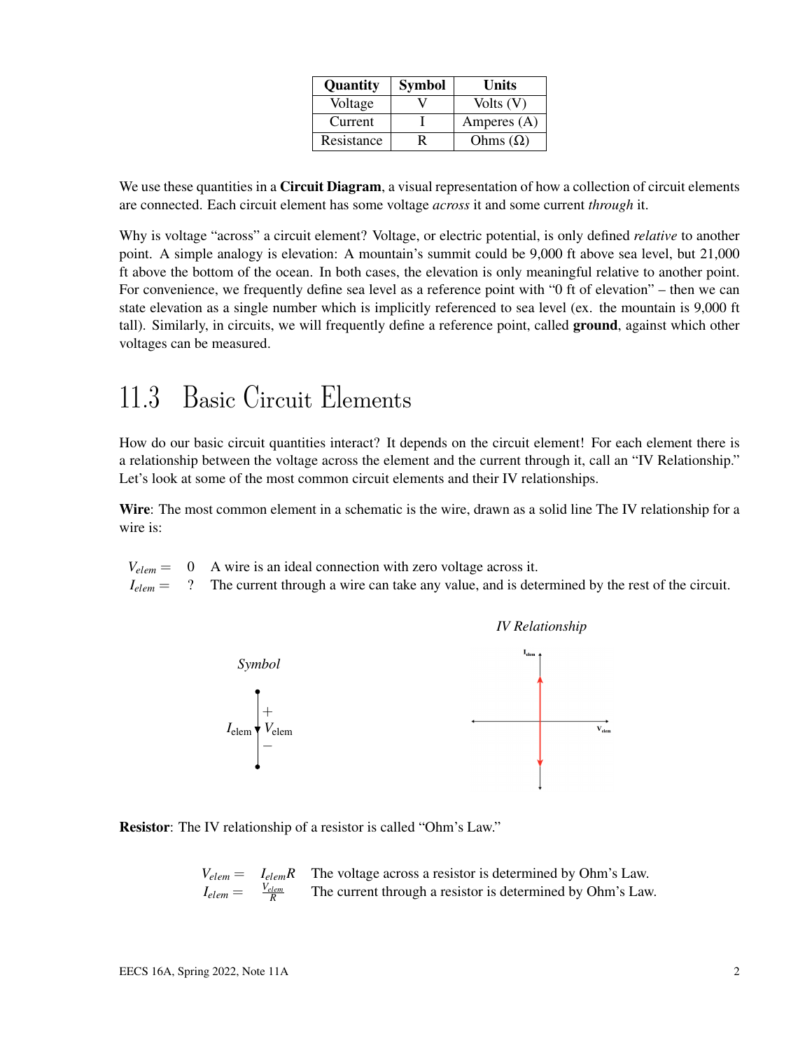| Quantity | Symbol | Units |
|---|---|---|
| Voltage | V | Volts (V) |
| Current | I | Amperes (A) |
| Resistance | R | Ohms (Ω) |

We use these quantities in a **Circuit Diagram**, a visual representation of how a collection of circuit elements are connected. Each circuit element has some voltage *across* it and some current *through* it.

Why is voltage "across" a circuit element? Voltage, or electric potential, is only defined *relative* to another point. A simple analogy is elevation: A mountain's summit could be 9,000 ft above sea level, but 21,000 ft above the bottom of the ocean. In both cases, the elevation is only meaningful relative to another point. For convenience, we frequently define sea level as a reference point with "0 ft of elevation" – then we can state elevation as a single number which is implicitly referenced to sea level (ex. the mountain is 9,000 ft tall). Similarly, in circuits, we will frequently define a reference point, called **ground**, against which other voltages can be measured.

## 11.3 Basic Circuit Elements

How do our basic circuit quantities interact? It depends on the circuit element! For each element there is a relationship between the voltage across the element and the current through it, call an "IV Relationship." Let's look at some of the most common circuit elements and their IV relationships.

**Wire**: The most common element in a schematic is the wire, drawn as a solid line The IV relationship for a wire is:

$V_{elem} = 0$ A wire is an ideal connection with zero voltage across it.

$I_{elem} = ?$ The current through a wire can take any value, and is determined by the rest of the circuit.

*Symbol*

*IV Relationship*

**Resistor**: The IV relationship of a resistor is called "Ohm's Law."

$V_{elem} = I_{elem}R$ The voltage across a resistor is determined by Ohm's Law.

$I_{elem} = \frac{V_{elem}}{R}$ The current through a resistor is determined by Ohm's Law.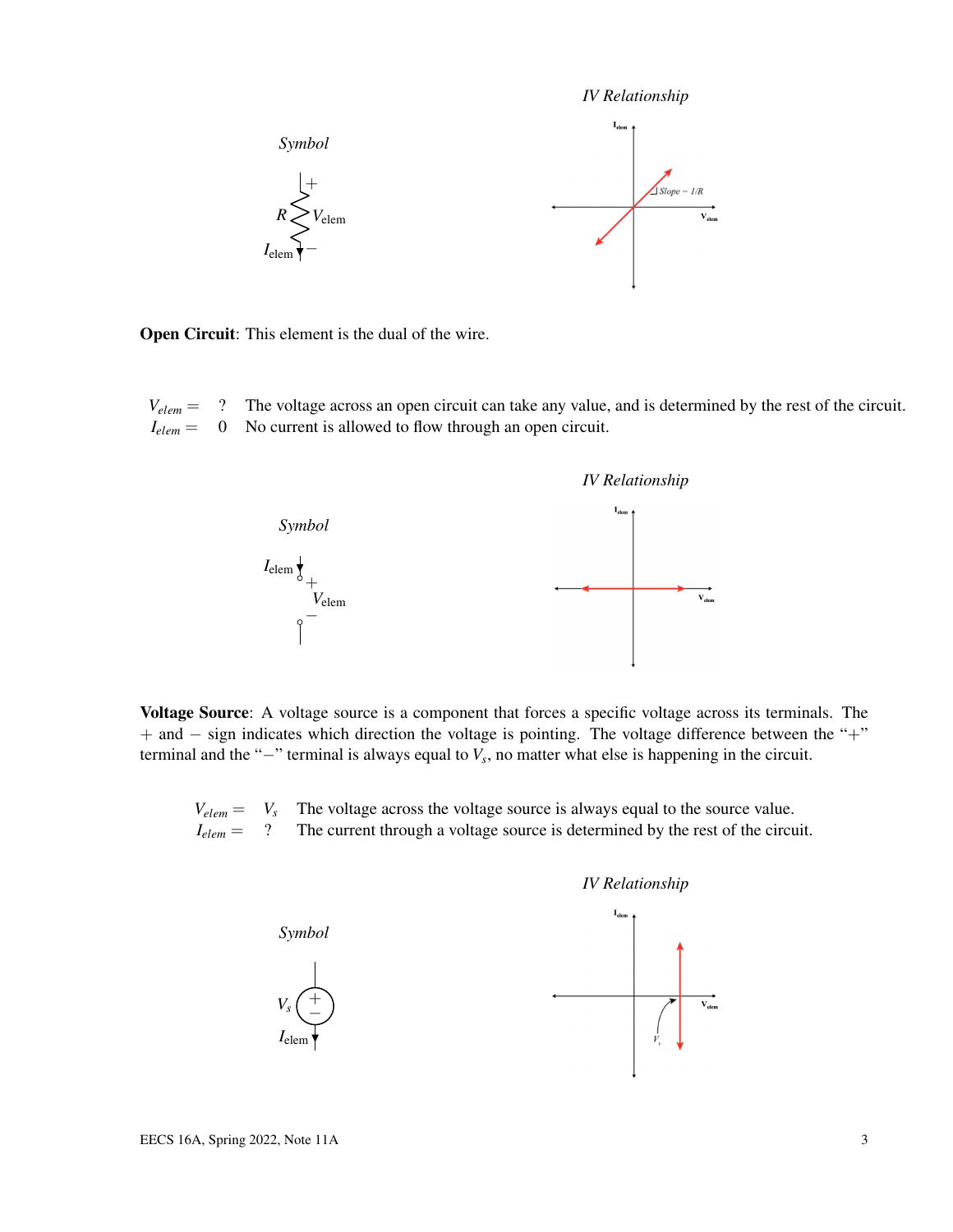*Symbol*

*IV Relationship*

**Open Circuit**: This element is the dual of the wire.

$V_{elem} =$ ? The voltage across an open circuit can take any value, and is determined by the rest of the circuit.
$I_{elem} =$ 0 No current is allowed to flow through an open circuit.

*Symbol*

*IV Relationship*

**Voltage Source**: A voltage source is a component that forces a specific voltage across its terminals. The $+$ and $-$ sign indicates which direction the voltage is pointing. The voltage difference between the "$+$" terminal and the "$-$" terminal is always equal to $V_s$, no matter what else is happening in the circuit.

$V_{elem} =$ $V_s$ The voltage across the voltage source is always equal to the source value.
$I_{elem} =$ ? The current through a voltage source is determined by the rest of the circuit.

*Symbol*

*IV Relationship*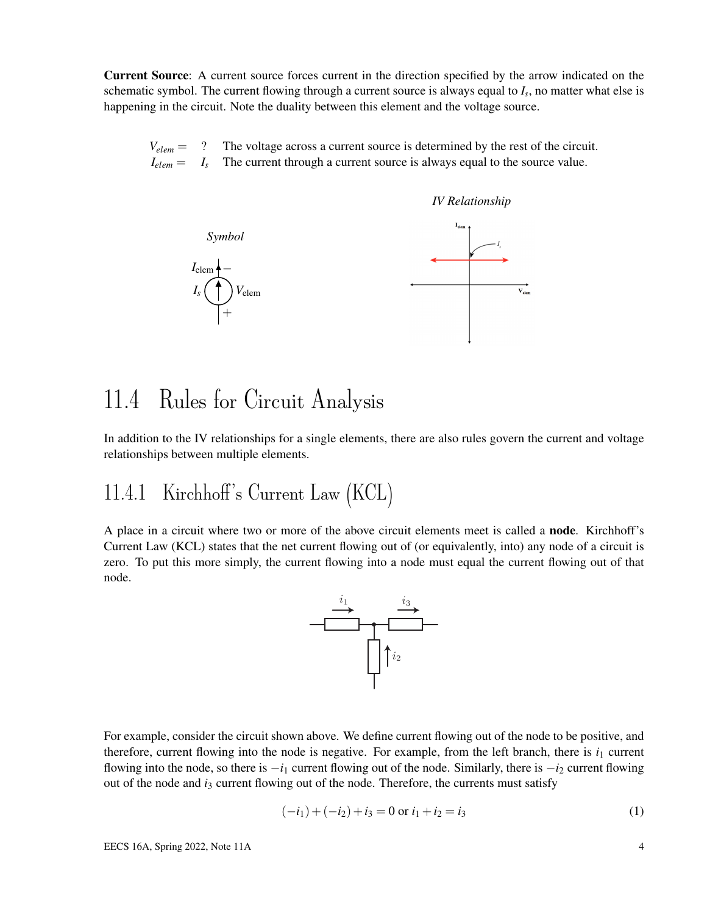**Current Source**: A current source forces current in the direction specified by the arrow indicated on the schematic symbol. The current flowing through a current source is always equal to $I_s$, no matter what else is happening in the circuit. Note the duality between this element and the voltage source.

$V_{elem} =$ ? The voltage across a current source is determined by the rest of the circuit.
$I_{elem} = I_s$ The current through a current source is always equal to the source value.

*Symbol*

*IV Relationship*

## 11.4 Rules for Circuit Analysis

In addition to the IV relationships for a single elements, there are also rules govern the current and voltage relationships between multiple elements.

### 11.4.1 Kirchhoff's Current Law (KCL)

A place in a circuit where two or more of the above circuit elements meet is called a **node**. Kirchhoff's Current Law (KCL) states that the net current flowing out of (or equivalently, into) any node of a circuit is zero. To put this more simply, the current flowing into a node must equal the current flowing out of that node.

For example, consider the circuit shown above. We define current flowing out of the node to be positive, and therefore, current flowing into the node is negative. For example, from the left branch, there is $i_1$ current flowing into the node, so there is $-i_1$ current flowing out of the node. Similarly, there is $-i_2$ current flowing out of the node and $i_3$ current flowing out of the node. Therefore, the currents must satisfy

$$(-i_1) + (-i_2) + i_3 = 0 \text{ or } i_1 + i_2 = i_3 \tag{1}$$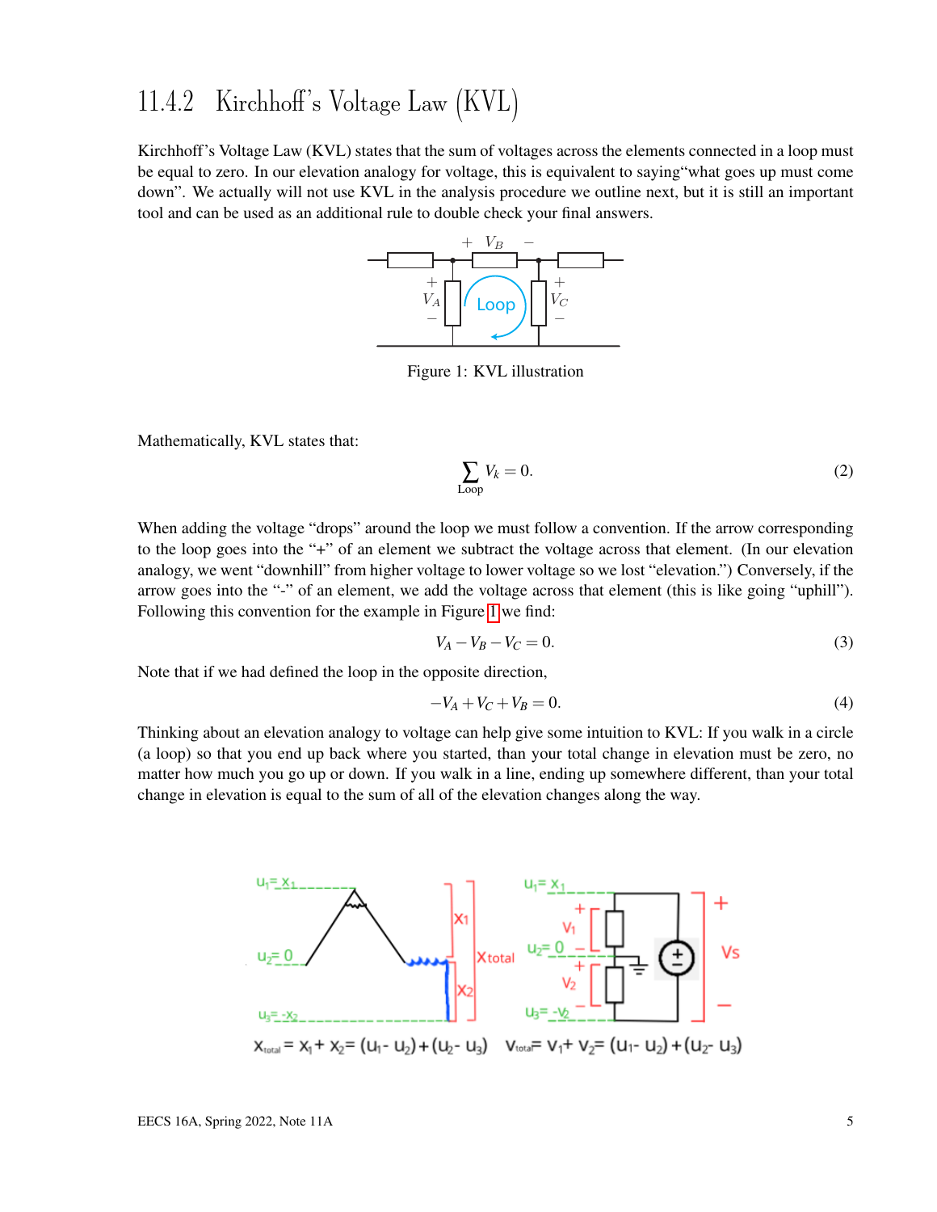### 11.4.2 Kirchhoff's Voltage Law (KVL)

Kirchhoff's Voltage Law (KVL) states that the sum of voltages across the elements connected in a loop must be equal to zero. In our elevation analogy for voltage, this is equivalent to saying"what goes up must come down". We actually will not use KVL in the analysis procedure we outline next, but it is still an important tool and can be used as an additional rule to double check your final answers.

Figure 1: KVL illustration

Mathematically, KVL states that:

$$\sum_{\text{Loop}} V_k = 0. \tag{2}$$

When adding the voltage "drops" around the loop we must follow a convention. If the arrow corresponding to the loop goes into the "+" of an element we subtract the voltage across that element. (In our elevation analogy, we went "downhill" from higher voltage to lower voltage so we lost "elevation.") Conversely, if the arrow goes into the "-" of an element, we add the voltage across that element (this is like going "uphill"). Following this convention for the example in Figure 1 we find:

$$V_A - V_B - V_C = 0. \tag{3}$$

Note that if we had defined the loop in the opposite direction,

$$-V_A + V_C + V_B = 0. \tag{4}$$

Thinking about an elevation analogy to voltage can help give some intuition to KVL: If you walk in a circle (a loop) so that you end up back where you started, than your total change in elevation must be zero, no matter how much you go up or down. If you walk in a line, ending up somewhere different, than your total change in elevation is equal to the sum of all of the elevation changes along the way.

$X_{total} = X_1 + X_2 = (u_1 - u_2) + (u_2 - u_3)$ $\quad V_{total} = V_1 + V_2 = (u_1 - u_2) + (u_2 - u_3)$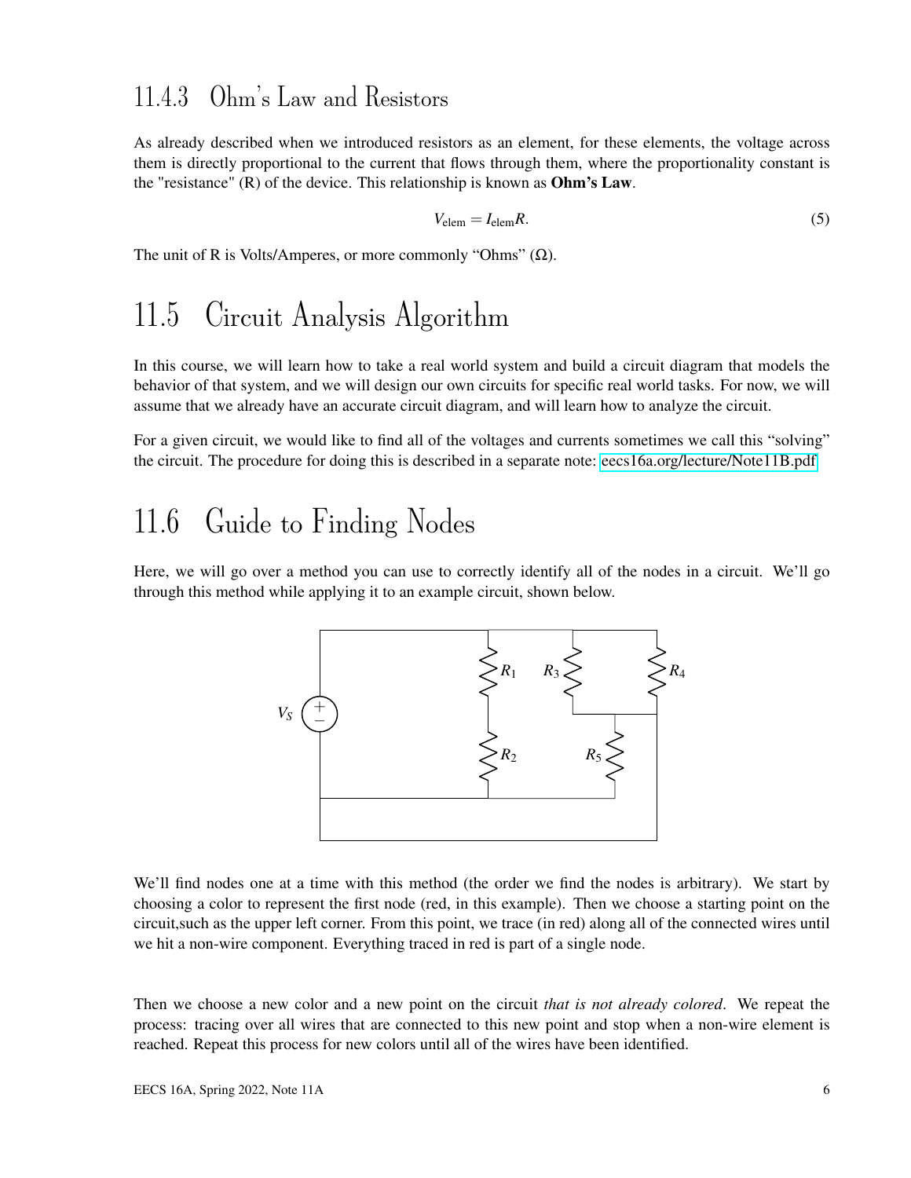### 11.4.3 Ohm's Law and Resistors

As already described when we introduced resistors as an element, for these elements, the voltage across them is directly proportional to the current that flows through them, where the proportionality constant is the "resistance" (R) of the device. This relationship is known as **Ohm's Law**.

$$V_{\text{elem}} = I_{\text{elem}} R. \tag{5}$$

The unit of R is Volts/Amperes, or more commonly "Ohms" ($\Omega$).

## 11.5 Circuit Analysis Algorithm

In this course, we will learn how to take a real world system and build a circuit diagram that models the behavior of that system, and we will design our own circuits for specific real world tasks. For now, we will assume that we already have an accurate circuit diagram, and will learn how to analyze the circuit.

For a given circuit, we would like to find all of the voltages and currents sometimes we call this "solving" the circuit. The procedure for doing this is described in a separate note: eecs16a.org/lecture/Note11B.pdf

## 11.6 Guide to Finding Nodes

Here, we will go over a method you can use to correctly identify all of the nodes in a circuit. We'll go through this method while applying it to an example circuit, shown below.

We'll find nodes one at a time with this method (the order we find the nodes is arbitrary). We start by choosing a color to represent the first node (red, in this example). Then we choose a starting point on the circuit,such as the upper left corner. From this point, we trace (in red) along all of the connected wires until we hit a non-wire component. Everything traced in red is part of a single node.

Then we choose a new color and a new point on the circuit *that is not already colored*. We repeat the process: tracing over all wires that are connected to this new point and stop when a non-wire element is reached. Repeat this process for new colors until all of the wires have been identified.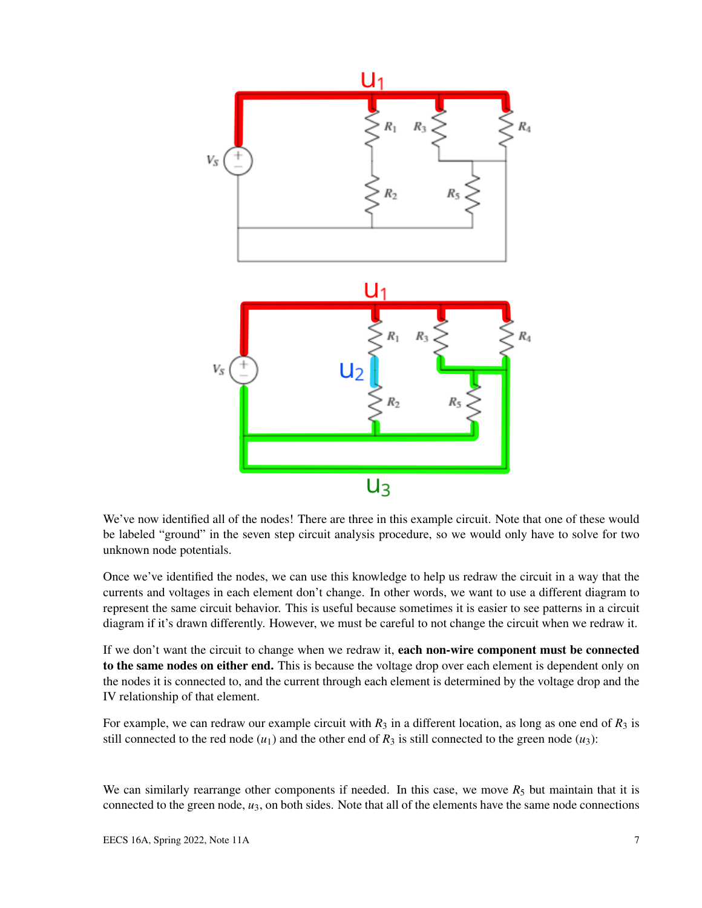We've now identified all of the nodes! There are three in this example circuit. Note that one of these would be labeled "ground" in the seven step circuit analysis procedure, so we would only have to solve for two unknown node potentials.

Once we've identified the nodes, we can use this knowledge to help us redraw the circuit in a way that the currents and voltages in each element don't change. In other words, we want to use a different diagram to represent the same circuit behavior. This is useful because sometimes it is easier to see patterns in a circuit diagram if it's drawn differently. However, we must be careful to not change the circuit when we redraw it.

If we don't want the circuit to change when we redraw it, **each non-wire component must be connected to the same nodes on either end.** This is because the voltage drop over each element is dependent only on the nodes it is connected to, and the current through each element is determined by the voltage drop and the IV relationship of that element.

For example, we can redraw our example circuit with $R_3$ in a different location, as long as one end of $R_3$ is still connected to the red node ($u_1$) and the other end of $R_3$ is still connected to the green node ($u_3$):

We can similarly rearrange other components if needed. In this case, we move $R_5$ but maintain that it is connected to the green node, $u_3$, on both sides. Note that all of the elements have the same node connections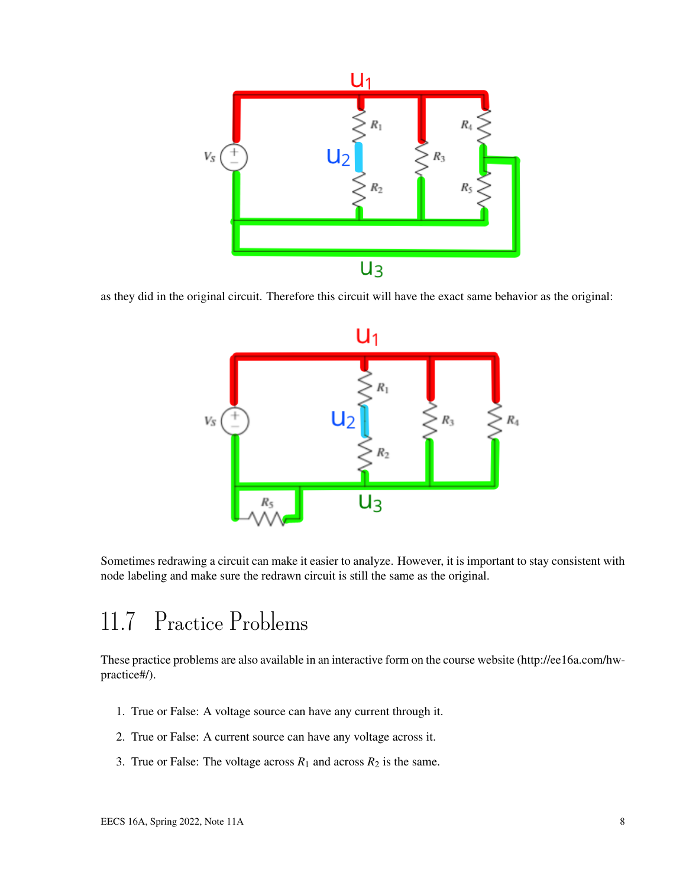as they did in the original circuit. Therefore this circuit will have the exact same behavior as the original:

Sometimes redrawing a circuit can make it easier to analyze. However, it is important to stay consistent with node labeling and make sure the redrawn circuit is still the same as the original.

## 11.7 Practice Problems

These practice problems are also available in an interactive form on the course website (http://ee16a.com/hw-practice#/).

1. True or False: A voltage source can have any current through it.
2. True or False: A current source can have any voltage across it.
3. True or False: The voltage across $R_1$ and across $R_2$ is the same.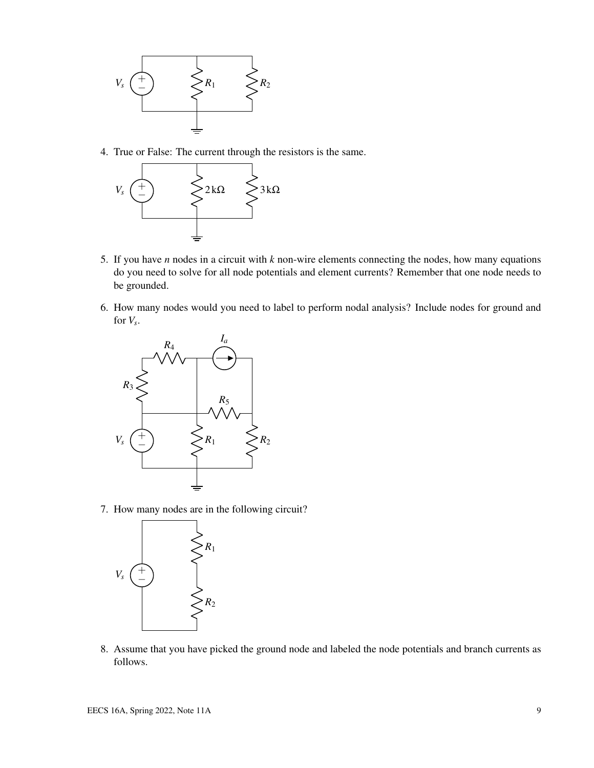4. True or False: The current through the resistors is the same.

5. If you have $n$ nodes in a circuit with $k$ non-wire elements connecting the nodes, how many equations do you need to solve for all node potentials and element currents? Remember that one node needs to be grounded.

6. How many nodes would you need to label to perform nodal analysis? Include nodes for ground and for $V_s$.

7. How many nodes are in the following circuit?

8. Assume that you have picked the ground node and labeled the node potentials and branch currents as follows.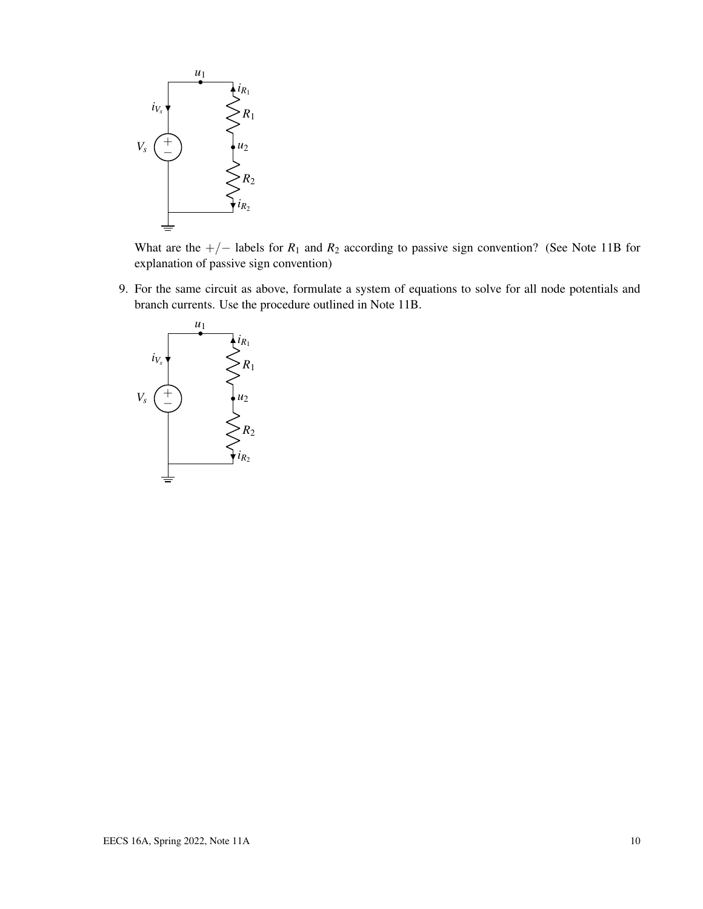What are the $+/-$ labels for $R_1$ and $R_2$ according to passive sign convention? (See Note 11B for explanation of passive sign convention)

9. For the same circuit as above, formulate a system of equations to solve for all node potentials and branch currents. Use the procedure outlined in Note 11B.